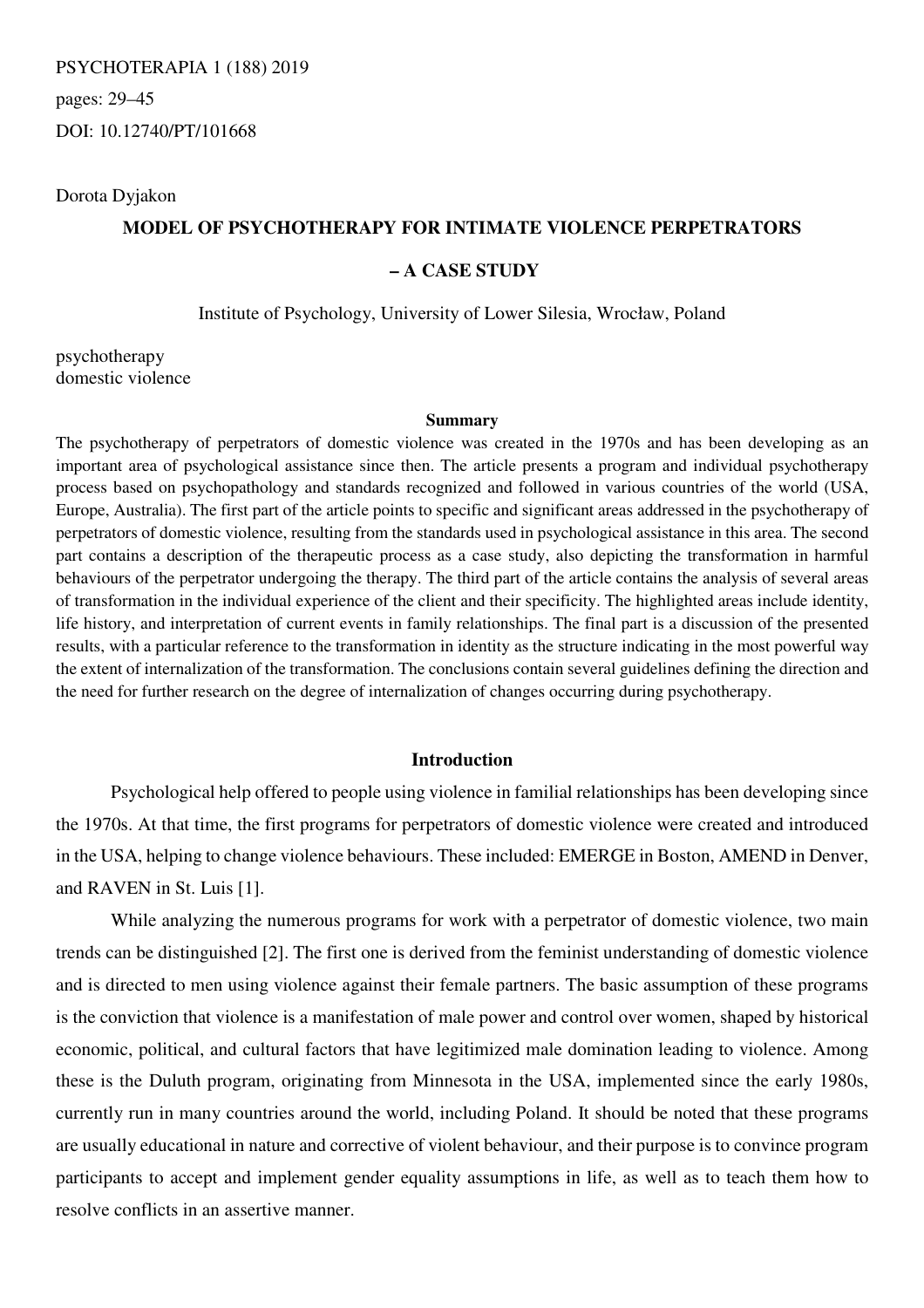PSYCHOTERAPIA 1 (188) 2019

pages: 29–45

DOI: 10.12740/PT/101668

Dorota Dyjakon

# MODEL OF PSYCHOTHERAPY FOR INTIMATE VIOLENCE PERPETRATORS – A CASE STUDY

Institute of Psychology, University of Lower Silesia, Wrocław, Poland

psychotherapy
domestic violence

### Summary

The psychotherapy of perpetrators of domestic violence was created in the 1970s and has been developing as an important area of psychological assistance since then. The article presents a program and individual psychotherapy process based on psychopathology and standards recognized and followed in various countries of the world (USA, Europe, Australia). The first part of the article points to specific and significant areas addressed in the psychotherapy of perpetrators of domestic violence, resulting from the standards used in psychological assistance in this area. The second part contains a description of the therapeutic process as a case study, also depicting the transformation in harmful behaviours of the perpetrator undergoing the therapy. The third part of the article contains the analysis of several areas of transformation in the individual experience of the client and their specificity. The highlighted areas include identity, life history, and interpretation of current events in family relationships. The final part is a discussion of the presented results, with a particular reference to the transformation in identity as the structure indicating in the most powerful way the extent of internalization of the transformation. The conclusions contain several guidelines defining the direction and the need for further research on the degree of internalization of changes occurring during psychotherapy.

## Introduction

Psychological help offered to people using violence in familial relationships has been developing since the 1970s. At that time, the first programs for perpetrators of domestic violence were created and introduced in the USA, helping to change violence behaviours. These included: EMERGE in Boston, AMEND in Denver, and RAVEN in St. Luis [1].

While analyzing the numerous programs for work with a perpetrator of domestic violence, two main trends can be distinguished [2]. The first one is derived from the feminist understanding of domestic violence and is directed to men using violence against their female partners. The basic assumption of these programs is the conviction that violence is a manifestation of male power and control over women, shaped by historical economic, political, and cultural factors that have legitimized male domination leading to violence. Among these is the Duluth program, originating from Minnesota in the USA, implemented since the early 1980s, currently run in many countries around the world, including Poland. It should be noted that these programs are usually educational in nature and corrective of violent behaviour, and their purpose is to convince program participants to accept and implement gender equality assumptions in life, as well as to teach them how to resolve conflicts in an assertive manner.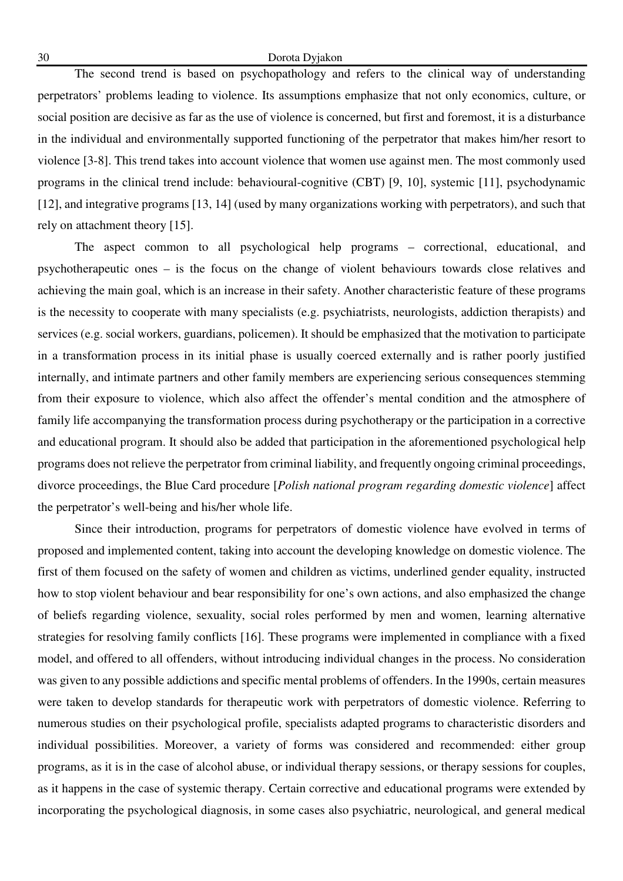The second trend is based on psychopathology and refers to the clinical way of understanding perpetrators' problems leading to violence. Its assumptions emphasize that not only economics, culture, or social position are decisive as far as the use of violence is concerned, but first and foremost, it is a disturbance in the individual and environmentally supported functioning of the perpetrator that makes him/her resort to violence [3-8]. This trend takes into account violence that women use against men. The most commonly used programs in the clinical trend include: behavioural-cognitive (CBT) [9, 10], systemic [11], psychodynamic [12], and integrative programs [13, 14] (used by many organizations working with perpetrators), and such that rely on attachment theory [15].

The aspect common to all psychological help programs – correctional, educational, and psychotherapeutic ones – is the focus on the change of violent behaviours towards close relatives and achieving the main goal, which is an increase in their safety. Another characteristic feature of these programs is the necessity to cooperate with many specialists (e.g. psychiatrists, neurologists, addiction therapists) and services (e.g. social workers, guardians, policemen). It should be emphasized that the motivation to participate in a transformation process in its initial phase is usually coerced externally and is rather poorly justified internally, and intimate partners and other family members are experiencing serious consequences stemming from their exposure to violence, which also affect the offender's mental condition and the atmosphere of family life accompanying the transformation process during psychotherapy or the participation in a corrective and educational program. It should also be added that participation in the aforementioned psychological help programs does not relieve the perpetrator from criminal liability, and frequently ongoing criminal proceedings, divorce proceedings, the Blue Card procedure [*Polish national program regarding domestic violence*] affect the perpetrator's well-being and his/her whole life.

Since their introduction, programs for perpetrators of domestic violence have evolved in terms of proposed and implemented content, taking into account the developing knowledge on domestic violence. The first of them focused on the safety of women and children as victims, underlined gender equality, instructed how to stop violent behaviour and bear responsibility for one's own actions, and also emphasized the change of beliefs regarding violence, sexuality, social roles performed by men and women, learning alternative strategies for resolving family conflicts [16]. These programs were implemented in compliance with a fixed model, and offered to all offenders, without introducing individual changes in the process. No consideration was given to any possible addictions and specific mental problems of offenders. In the 1990s, certain measures were taken to develop standards for therapeutic work with perpetrators of domestic violence. Referring to numerous studies on their psychological profile, specialists adapted programs to characteristic disorders and individual possibilities. Moreover, a variety of forms was considered and recommended: either group programs, as it is in the case of alcohol abuse, or individual therapy sessions, or therapy sessions for couples, as it happens in the case of systemic therapy. Certain corrective and educational programs were extended by incorporating the psychological diagnosis, in some cases also psychiatric, neurological, and general medical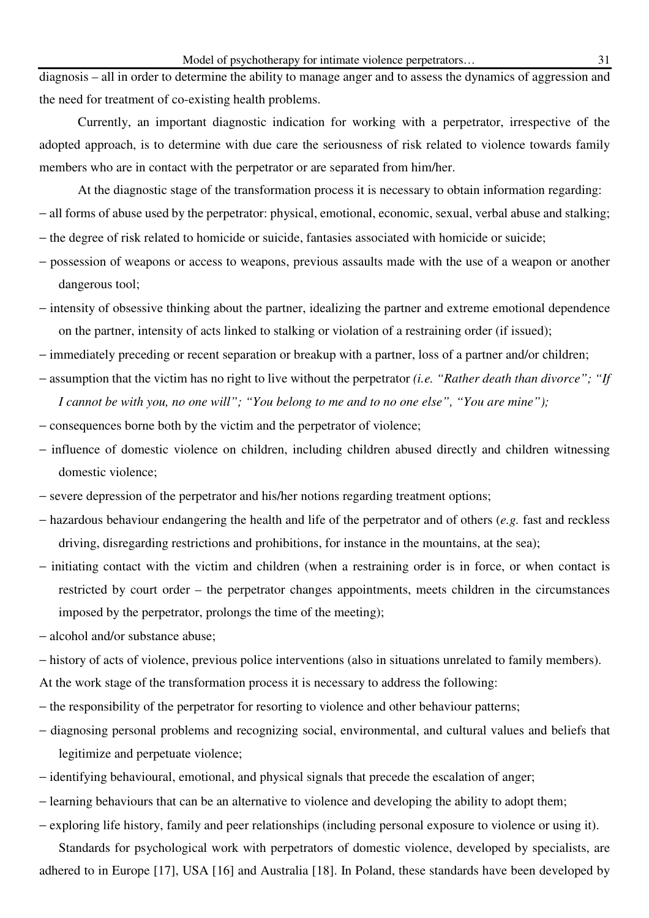diagnosis – all in order to determine the ability to manage anger and to assess the dynamics of aggression and the need for treatment of co-existing health problems.

Currently, an important diagnostic indication for working with a perpetrator, irrespective of the adopted approach, is to determine with due care the seriousness of risk related to violence towards family members who are in contact with the perpetrator or are separated from him/her.

At the diagnostic stage of the transformation process it is necessary to obtain information regarding:

- all forms of abuse used by the perpetrator: physical, emotional, economic, sexual, verbal abuse and stalking;
- the degree of risk related to homicide or suicide, fantasies associated with homicide or suicide;
- possession of weapons or access to weapons, previous assaults made with the use of a weapon or another dangerous tool;
- intensity of obsessive thinking about the partner, idealizing the partner and extreme emotional dependence on the partner, intensity of acts linked to stalking or violation of a restraining order (if issued);
- immediately preceding or recent separation or breakup with a partner, loss of a partner and/or children;
- assumption that the victim has no right to live without the perpetrator *(i.e. "Rather death than divorce"; "If I cannot be with you, no one will"; "You belong to me and to no one else", "You are mine");*
- consequences borne both by the victim and the perpetrator of violence;
- influence of domestic violence on children, including children abused directly and children witnessing domestic violence;
- severe depression of the perpetrator and his/her notions regarding treatment options;
- hazardous behaviour endangering the health and life of the perpetrator and of others (*e.g.* fast and reckless driving, disregarding restrictions and prohibitions, for instance in the mountains, at the sea);
- initiating contact with the victim and children (when a restraining order is in force, or when contact is restricted by court order – the perpetrator changes appointments, meets children in the circumstances imposed by the perpetrator, prolongs the time of the meeting);
- alcohol and/or substance abuse;
- history of acts of violence, previous police interventions (also in situations unrelated to family members).

At the work stage of the transformation process it is necessary to address the following:

- the responsibility of the perpetrator for resorting to violence and other behaviour patterns;
- diagnosing personal problems and recognizing social, environmental, and cultural values and beliefs that legitimize and perpetuate violence;
- identifying behavioural, emotional, and physical signals that precede the escalation of anger;
- learning behaviours that can be an alternative to violence and developing the ability to adopt them;
- exploring life history, family and peer relationships (including personal exposure to violence or using it).

Standards for psychological work with perpetrators of domestic violence, developed by specialists, are adhered to in Europe [17], USA [16] and Australia [18]. In Poland, these standards have been developed by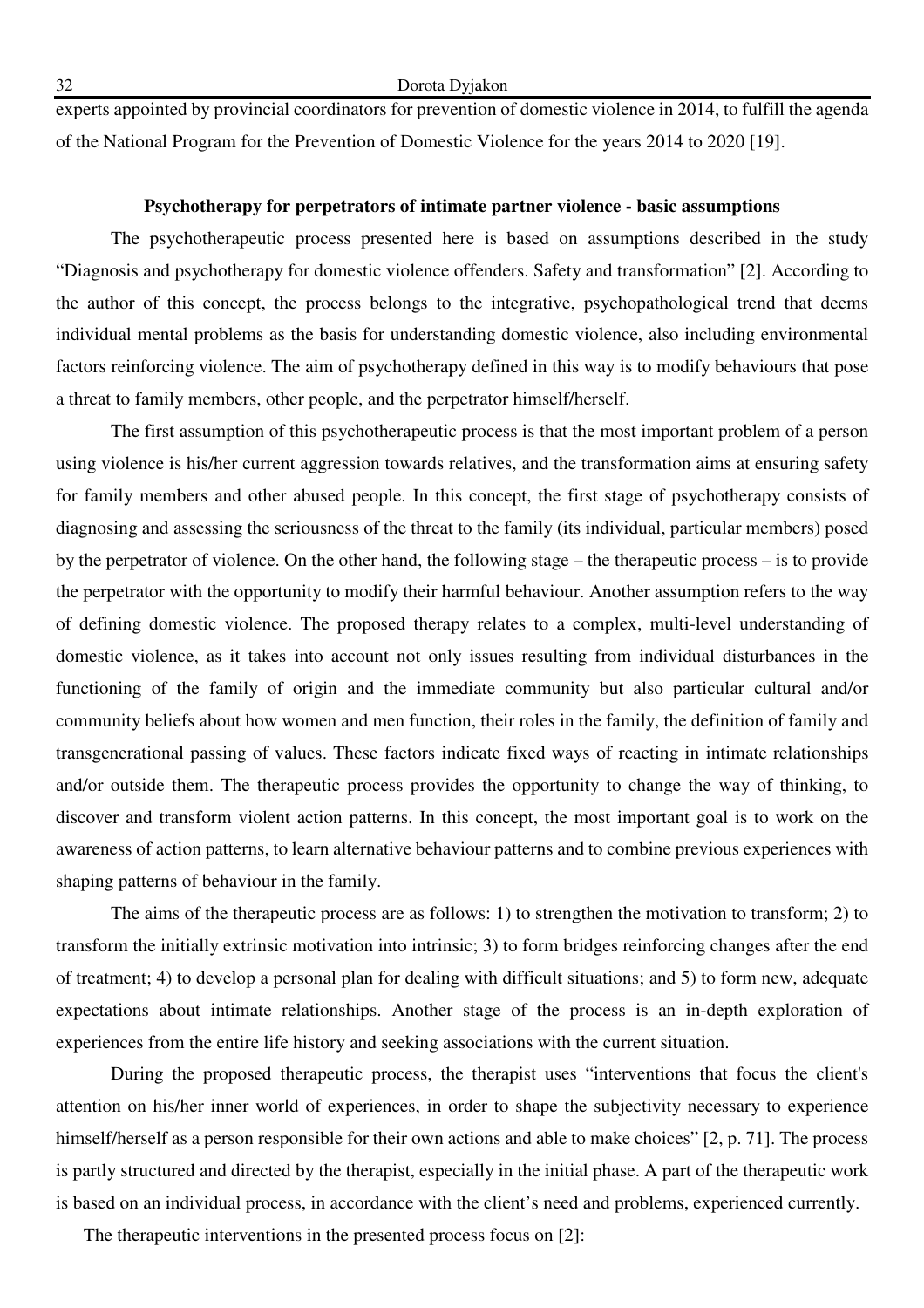experts appointed by provincial coordinators for prevention of domestic violence in 2014, to fulfill the agenda of the National Program for the Prevention of Domestic Violence for the years 2014 to 2020 [19].

## Psychotherapy for perpetrators of intimate partner violence - basic assumptions

The psychotherapeutic process presented here is based on assumptions described in the study "Diagnosis and psychotherapy for domestic violence offenders. Safety and transformation" [2]. According to the author of this concept, the process belongs to the integrative, psychopathological trend that deems individual mental problems as the basis for understanding domestic violence, also including environmental factors reinforcing violence. The aim of psychotherapy defined in this way is to modify behaviours that pose a threat to family members, other people, and the perpetrator himself/herself.

The first assumption of this psychotherapeutic process is that the most important problem of a person using violence is his/her current aggression towards relatives, and the transformation aims at ensuring safety for family members and other abused people. In this concept, the first stage of psychotherapy consists of diagnosing and assessing the seriousness of the threat to the family (its individual, particular members) posed by the perpetrator of violence. On the other hand, the following stage – the therapeutic process – is to provide the perpetrator with the opportunity to modify their harmful behaviour. Another assumption refers to the way of defining domestic violence. The proposed therapy relates to a complex, multi-level understanding of domestic violence, as it takes into account not only issues resulting from individual disturbances in the functioning of the family of origin and the immediate community but also particular cultural and/or community beliefs about how women and men function, their roles in the family, the definition of family and transgenerational passing of values. These factors indicate fixed ways of reacting in intimate relationships and/or outside them. The therapeutic process provides the opportunity to change the way of thinking, to discover and transform violent action patterns. In this concept, the most important goal is to work on the awareness of action patterns, to learn alternative behaviour patterns and to combine previous experiences with shaping patterns of behaviour in the family.

The aims of the therapeutic process are as follows: 1) to strengthen the motivation to transform; 2) to transform the initially extrinsic motivation into intrinsic; 3) to form bridges reinforcing changes after the end of treatment; 4) to develop a personal plan for dealing with difficult situations; and 5) to form new, adequate expectations about intimate relationships. Another stage of the process is an in-depth exploration of experiences from the entire life history and seeking associations with the current situation.

During the proposed therapeutic process, the therapist uses "interventions that focus the client's attention on his/her inner world of experiences, in order to shape the subjectivity necessary to experience himself/herself as a person responsible for their own actions and able to make choices" [2, p. 71]. The process is partly structured and directed by the therapist, especially in the initial phase. A part of the therapeutic work is based on an individual process, in accordance with the client's need and problems, experienced currently.

The therapeutic interventions in the presented process focus on [2]: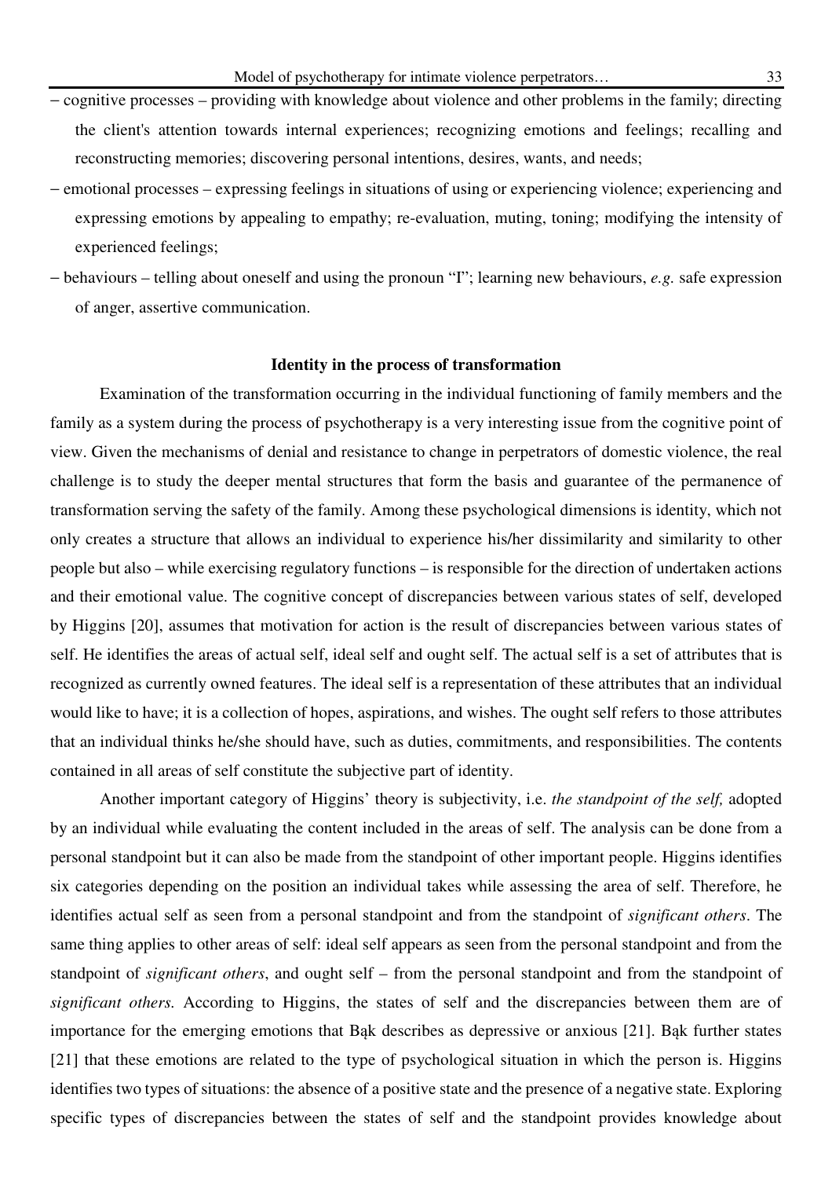– cognitive processes – providing with knowledge about violence and other problems in the family; directing the client's attention towards internal experiences; recognizing emotions and feelings; recalling and reconstructing memories; discovering personal intentions, desires, wants, and needs;
– emotional processes – expressing feelings in situations of using or experiencing violence; experiencing and expressing emotions by appealing to empathy; re-evaluation, muting, toning; modifying the intensity of experienced feelings;
– behaviours – telling about oneself and using the pronoun "I"; learning new behaviours, *e.g.* safe expression of anger, assertive communication.

## Identity in the process of transformation

Examination of the transformation occurring in the individual functioning of family members and the family as a system during the process of psychotherapy is a very interesting issue from the cognitive point of view. Given the mechanisms of denial and resistance to change in perpetrators of domestic violence, the real challenge is to study the deeper mental structures that form the basis and guarantee of the permanence of transformation serving the safety of the family. Among these psychological dimensions is identity, which not only creates a structure that allows an individual to experience his/her dissimilarity and similarity to other people but also – while exercising regulatory functions – is responsible for the direction of undertaken actions and their emotional value. The cognitive concept of discrepancies between various states of self, developed by Higgins [20], assumes that motivation for action is the result of discrepancies between various states of self. He identifies the areas of actual self, ideal self and ought self. The actual self is a set of attributes that is recognized as currently owned features. The ideal self is a representation of these attributes that an individual would like to have; it is a collection of hopes, aspirations, and wishes. The ought self refers to those attributes that an individual thinks he/she should have, such as duties, commitments, and responsibilities. The contents contained in all areas of self constitute the subjective part of identity.

Another important category of Higgins' theory is subjectivity, i.e. *the standpoint of the self,* adopted by an individual while evaluating the content included in the areas of self. The analysis can be done from a personal standpoint but it can also be made from the standpoint of other important people. Higgins identifies six categories depending on the position an individual takes while assessing the area of self. Therefore, he identifies actual self as seen from a personal standpoint and from the standpoint of *significant others*. The same thing applies to other areas of self: ideal self appears as seen from the personal standpoint and from the standpoint of *significant others*, and ought self – from the personal standpoint and from the standpoint of *significant others.* According to Higgins, the states of self and the discrepancies between them are of importance for the emerging emotions that Bąk describes as depressive or anxious [21]. Bąk further states [21] that these emotions are related to the type of psychological situation in which the person is. Higgins identifies two types of situations: the absence of a positive state and the presence of a negative state. Exploring specific types of discrepancies between the states of self and the standpoint provides knowledge about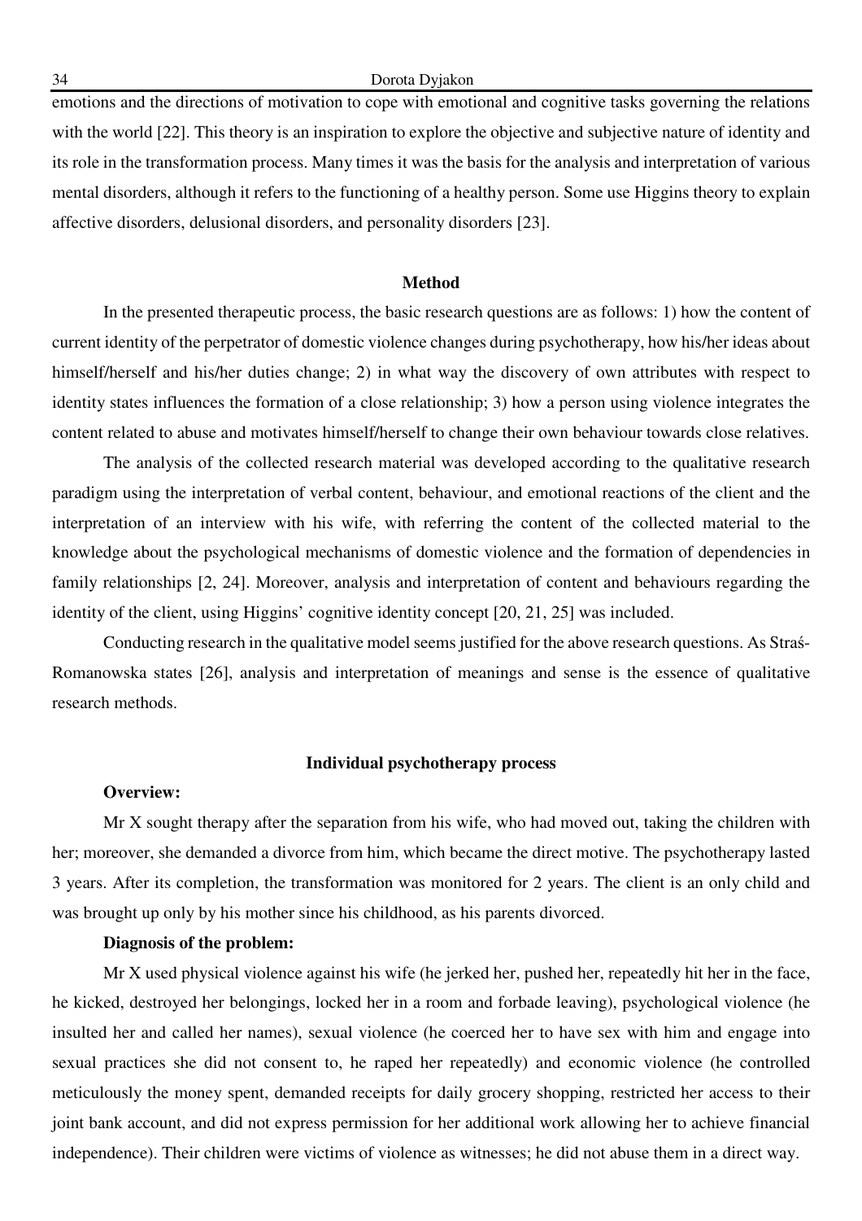emotions and the directions of motivation to cope with emotional and cognitive tasks governing the relations with the world [22]. This theory is an inspiration to explore the objective and subjective nature of identity and its role in the transformation process. Many times it was the basis for the analysis and interpretation of various mental disorders, although it refers to the functioning of a healthy person. Some use Higgins theory to explain affective disorders, delusional disorders, and personality disorders [23].

## Method

In the presented therapeutic process, the basic research questions are as follows: 1) how the content of current identity of the perpetrator of domestic violence changes during psychotherapy, how his/her ideas about himself/herself and his/her duties change; 2) in what way the discovery of own attributes with respect to identity states influences the formation of a close relationship; 3) how a person using violence integrates the content related to abuse and motivates himself/herself to change their own behaviour towards close relatives.

The analysis of the collected research material was developed according to the qualitative research paradigm using the interpretation of verbal content, behaviour, and emotional reactions of the client and the interpretation of an interview with his wife, with referring the content of the collected material to the knowledge about the psychological mechanisms of domestic violence and the formation of dependencies in family relationships [2, 24]. Moreover, analysis and interpretation of content and behaviours regarding the identity of the client, using Higgins' cognitive identity concept [20, 21, 25] was included.

Conducting research in the qualitative model seems justified for the above research questions. As Straś-Romanowska states [26], analysis and interpretation of meanings and sense is the essence of qualitative research methods.

## Individual psychotherapy process

**Overview:**

Mr X sought therapy after the separation from his wife, who had moved out, taking the children with her; moreover, she demanded a divorce from him, which became the direct motive. The psychotherapy lasted 3 years. After its completion, the transformation was monitored for 2 years. The client is an only child and was brought up only by his mother since his childhood, as his parents divorced.

**Diagnosis of the problem:**

Mr X used physical violence against his wife (he jerked her, pushed her, repeatedly hit her in the face, he kicked, destroyed her belongings, locked her in a room and forbade leaving), psychological violence (he insulted her and called her names), sexual violence (he coerced her to have sex with him and engage into sexual practices she did not consent to, he raped her repeatedly) and economic violence (he controlled meticulously the money spent, demanded receipts for daily grocery shopping, restricted her access to their joint bank account, and did not express permission for her additional work allowing her to achieve financial independence). Their children were victims of violence as witnesses; he did not abuse them in a direct way.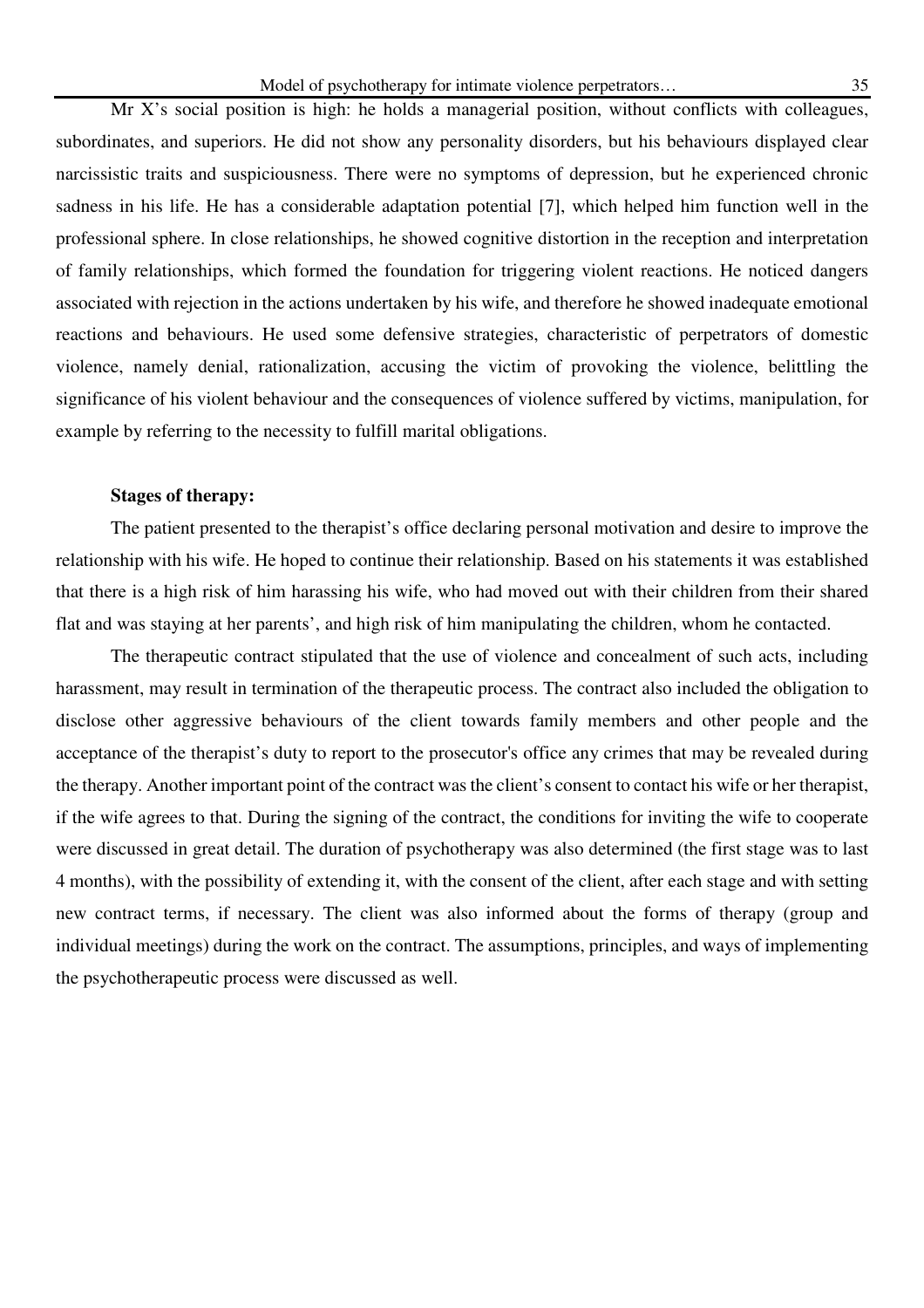Mr X's social position is high: he holds a managerial position, without conflicts with colleagues, subordinates, and superiors. He did not show any personality disorders, but his behaviours displayed clear narcissistic traits and suspiciousness. There were no symptoms of depression, but he experienced chronic sadness in his life. He has a considerable adaptation potential [7], which helped him function well in the professional sphere. In close relationships, he showed cognitive distortion in the reception and interpretation of family relationships, which formed the foundation for triggering violent reactions. He noticed dangers associated with rejection in the actions undertaken by his wife, and therefore he showed inadequate emotional reactions and behaviours. He used some defensive strategies, characteristic of perpetrators of domestic violence, namely denial, rationalization, accusing the victim of provoking the violence, belittling the significance of his violent behaviour and the consequences of violence suffered by victims, manipulation, for example by referring to the necessity to fulfill marital obligations.

**Stages of therapy:**

The patient presented to the therapist's office declaring personal motivation and desire to improve the relationship with his wife. He hoped to continue their relationship. Based on his statements it was established that there is a high risk of him harassing his wife, who had moved out with their children from their shared flat and was staying at her parents', and high risk of him manipulating the children, whom he contacted.

The therapeutic contract stipulated that the use of violence and concealment of such acts, including harassment, may result in termination of the therapeutic process. The contract also included the obligation to disclose other aggressive behaviours of the client towards family members and other people and the acceptance of the therapist's duty to report to the prosecutor's office any crimes that may be revealed during the therapy. Another important point of the contract was the client's consent to contact his wife or her therapist, if the wife agrees to that. During the signing of the contract, the conditions for inviting the wife to cooperate were discussed in great detail. The duration of psychotherapy was also determined (the first stage was to last 4 months), with the possibility of extending it, with the consent of the client, after each stage and with setting new contract terms, if necessary. The client was also informed about the forms of therapy (group and individual meetings) during the work on the contract. The assumptions, principles, and ways of implementing the psychotherapeutic process were discussed as well.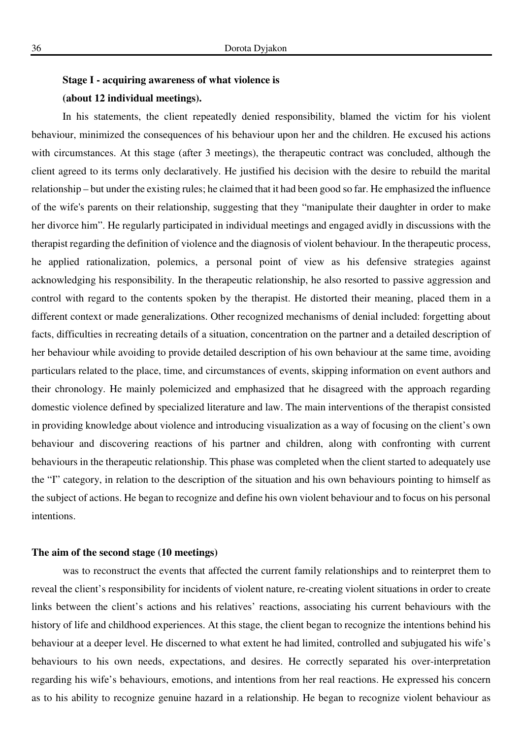**Stage I - acquiring awareness of what violence is**
**(about 12 individual meetings).**

In his statements, the client repeatedly denied responsibility, blamed the victim for his violent behaviour, minimized the consequences of his behaviour upon her and the children. He excused his actions with circumstances. At this stage (after 3 meetings), the therapeutic contract was concluded, although the client agreed to its terms only declaratively. He justified his decision with the desire to rebuild the marital relationship – but under the existing rules; he claimed that it had been good so far. He emphasized the influence of the wife's parents on their relationship, suggesting that they "manipulate their daughter in order to make her divorce him". He regularly participated in individual meetings and engaged avidly in discussions with the therapist regarding the definition of violence and the diagnosis of violent behaviour. In the therapeutic process, he applied rationalization, polemics, a personal point of view as his defensive strategies against acknowledging his responsibility. In the therapeutic relationship, he also resorted to passive aggression and control with regard to the contents spoken by the therapist. He distorted their meaning, placed them in a different context or made generalizations. Other recognized mechanisms of denial included: forgetting about facts, difficulties in recreating details of a situation, concentration on the partner and a detailed description of her behaviour while avoiding to provide detailed description of his own behaviour at the same time, avoiding particulars related to the place, time, and circumstances of events, skipping information on event authors and their chronology. He mainly polemicized and emphasized that he disagreed with the approach regarding domestic violence defined by specialized literature and law. The main interventions of the therapist consisted in providing knowledge about violence and introducing visualization as a way of focusing on the client's own behaviour and discovering reactions of his partner and children, along with confronting with current behaviours in the therapeutic relationship. This phase was completed when the client started to adequately use the "I" category, in relation to the description of the situation and his own behaviours pointing to himself as the subject of actions. He began to recognize and define his own violent behaviour and to focus on his personal intentions.

**The aim of the second stage (10 meetings)**

was to reconstruct the events that affected the current family relationships and to reinterpret them to reveal the client's responsibility for incidents of violent nature, re-creating violent situations in order to create links between the client's actions and his relatives' reactions, associating his current behaviours with the history of life and childhood experiences. At this stage, the client began to recognize the intentions behind his behaviour at a deeper level. He discerned to what extent he had limited, controlled and subjugated his wife's behaviours to his own needs, expectations, and desires. He correctly separated his over-interpretation regarding his wife's behaviours, emotions, and intentions from her real reactions. He expressed his concern as to his ability to recognize genuine hazard in a relationship. He began to recognize violent behaviour as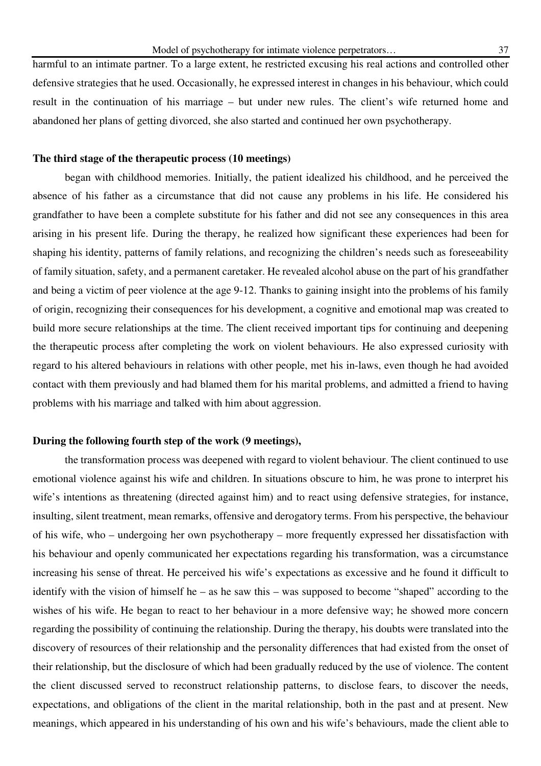harmful to an intimate partner. To a large extent, he restricted excusing his real actions and controlled other defensive strategies that he used. Occasionally, he expressed interest in changes in his behaviour, which could result in the continuation of his marriage – but under new rules. The client's wife returned home and abandoned her plans of getting divorced, she also started and continued her own psychotherapy.

**The third stage of the therapeutic process (10 meetings)**

began with childhood memories. Initially, the patient idealized his childhood, and he perceived the absence of his father as a circumstance that did not cause any problems in his life. He considered his grandfather to have been a complete substitute for his father and did not see any consequences in this area arising in his present life. During the therapy, he realized how significant these experiences had been for shaping his identity, patterns of family relations, and recognizing the children's needs such as foreseeability of family situation, safety, and a permanent caretaker. He revealed alcohol abuse on the part of his grandfather and being a victim of peer violence at the age 9-12. Thanks to gaining insight into the problems of his family of origin, recognizing their consequences for his development, a cognitive and emotional map was created to build more secure relationships at the time. The client received important tips for continuing and deepening the therapeutic process after completing the work on violent behaviours. He also expressed curiosity with regard to his altered behaviours in relations with other people, met his in-laws, even though he had avoided contact with them previously and had blamed them for his marital problems, and admitted a friend to having problems with his marriage and talked with him about aggression.

**During the following fourth step of the work (9 meetings),**

the transformation process was deepened with regard to violent behaviour. The client continued to use emotional violence against his wife and children. In situations obscure to him, he was prone to interpret his wife's intentions as threatening (directed against him) and to react using defensive strategies, for instance, insulting, silent treatment, mean remarks, offensive and derogatory terms. From his perspective, the behaviour of his wife, who – undergoing her own psychotherapy – more frequently expressed her dissatisfaction with his behaviour and openly communicated her expectations regarding his transformation, was a circumstance increasing his sense of threat. He perceived his wife's expectations as excessive and he found it difficult to identify with the vision of himself he – as he saw this – was supposed to become "shaped" according to the wishes of his wife. He began to react to her behaviour in a more defensive way; he showed more concern regarding the possibility of continuing the relationship. During the therapy, his doubts were translated into the discovery of resources of their relationship and the personality differences that had existed from the onset of their relationship, but the disclosure of which had been gradually reduced by the use of violence. The content the client discussed served to reconstruct relationship patterns, to disclose fears, to discover the needs, expectations, and obligations of the client in the marital relationship, both in the past and at present. New meanings, which appeared in his understanding of his own and his wife's behaviours, made the client able to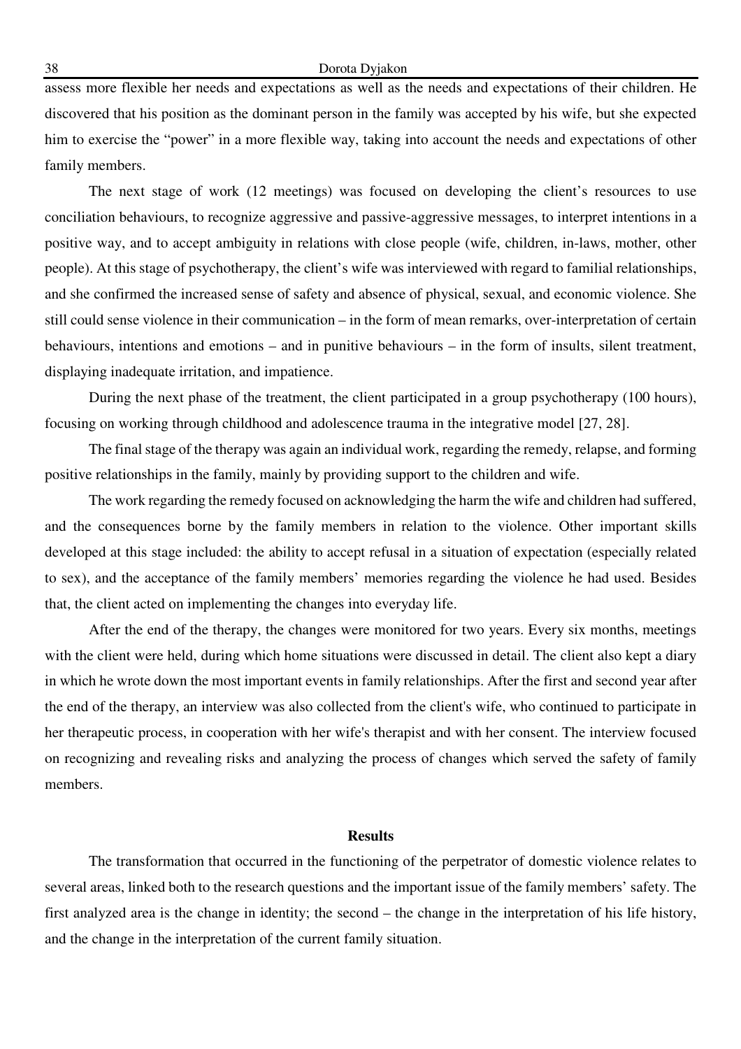assess more flexible her needs and expectations as well as the needs and expectations of their children. He discovered that his position as the dominant person in the family was accepted by his wife, but she expected him to exercise the "power" in a more flexible way, taking into account the needs and expectations of other family members.

The next stage of work (12 meetings) was focused on developing the client's resources to use conciliation behaviours, to recognize aggressive and passive-aggressive messages, to interpret intentions in a positive way, and to accept ambiguity in relations with close people (wife, children, in-laws, mother, other people). At this stage of psychotherapy, the client's wife was interviewed with regard to familial relationships, and she confirmed the increased sense of safety and absence of physical, sexual, and economic violence. She still could sense violence in their communication – in the form of mean remarks, over-interpretation of certain behaviours, intentions and emotions – and in punitive behaviours – in the form of insults, silent treatment, displaying inadequate irritation, and impatience.

During the next phase of the treatment, the client participated in a group psychotherapy (100 hours), focusing on working through childhood and adolescence trauma in the integrative model [27, 28].

The final stage of the therapy was again an individual work, regarding the remedy, relapse, and forming positive relationships in the family, mainly by providing support to the children and wife.

The work regarding the remedy focused on acknowledging the harm the wife and children had suffered, and the consequences borne by the family members in relation to the violence. Other important skills developed at this stage included: the ability to accept refusal in a situation of expectation (especially related to sex), and the acceptance of the family members' memories regarding the violence he had used. Besides that, the client acted on implementing the changes into everyday life.

After the end of the therapy, the changes were monitored for two years. Every six months, meetings with the client were held, during which home situations were discussed in detail. The client also kept a diary in which he wrote down the most important events in family relationships. After the first and second year after the end of the therapy, an interview was also collected from the client's wife, who continued to participate in her therapeutic process, in cooperation with her wife's therapist and with her consent. The interview focused on recognizing and revealing risks and analyzing the process of changes which served the safety of family members.

## Results

The transformation that occurred in the functioning of the perpetrator of domestic violence relates to several areas, linked both to the research questions and the important issue of the family members' safety. The first analyzed area is the change in identity; the second – the change in the interpretation of his life history, and the change in the interpretation of the current family situation.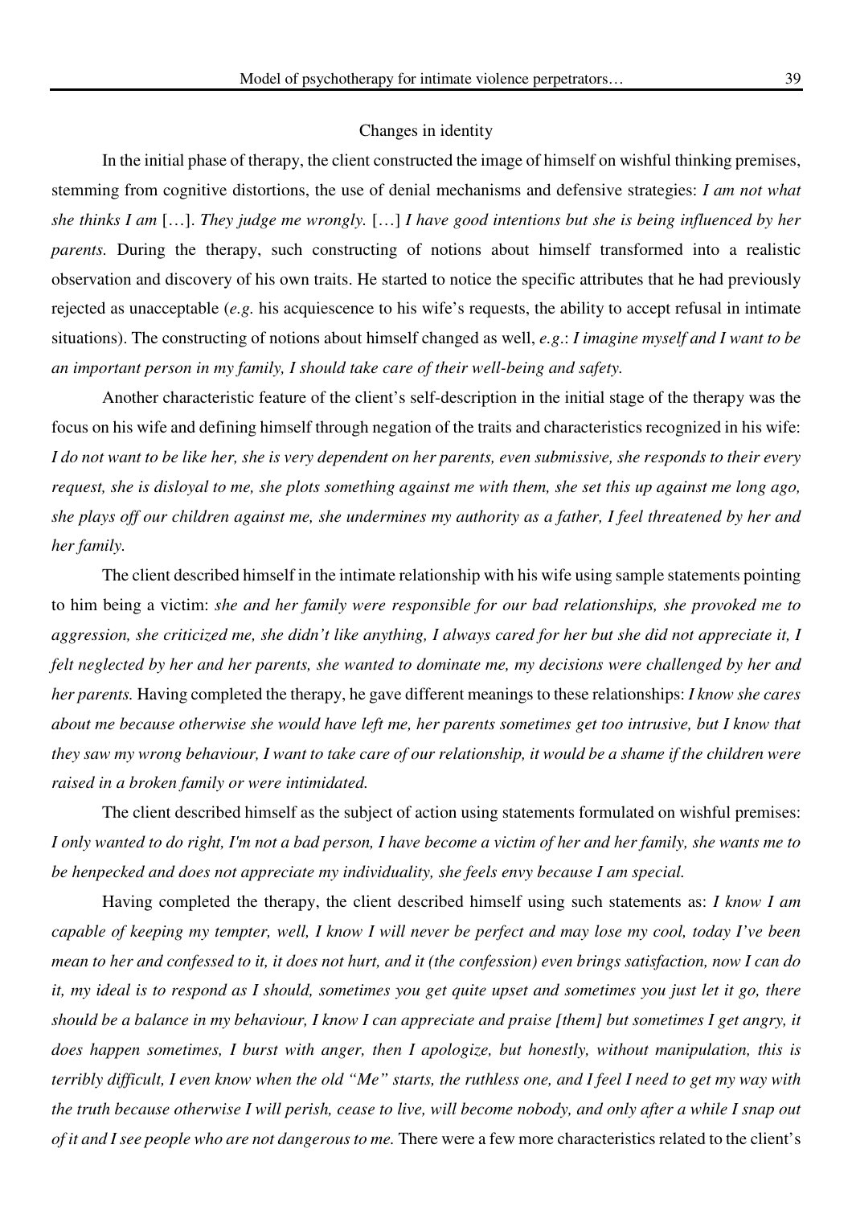### Changes in identity

In the initial phase of therapy, the client constructed the image of himself on wishful thinking premises, stemming from cognitive distortions, the use of denial mechanisms and defensive strategies: *I am not what she thinks I am* […]. *They judge me wrongly.* […] *I have good intentions but she is being influenced by her parents.* During the therapy, such constructing of notions about himself transformed into a realistic observation and discovery of his own traits. He started to notice the specific attributes that he had previously rejected as unacceptable (*e.g.* his acquiescence to his wife's requests, the ability to accept refusal in intimate situations). The constructing of notions about himself changed as well, *e.g*.: *I imagine myself and I want to be an important person in my family, I should take care of their well-being and safety.*

Another characteristic feature of the client's self-description in the initial stage of the therapy was the focus on his wife and defining himself through negation of the traits and characteristics recognized in his wife: *I do not want to be like her, she is very dependent on her parents, even submissive, she responds to their every request, she is disloyal to me, she plots something against me with them, she set this up against me long ago, she plays off our children against me, she undermines my authority as a father, I feel threatened by her and her family.*

The client described himself in the intimate relationship with his wife using sample statements pointing to him being a victim: *she and her family were responsible for our bad relationships, she provoked me to aggression, she criticized me, she didn't like anything, I always cared for her but she did not appreciate it, I felt neglected by her and her parents, she wanted to dominate me, my decisions were challenged by her and her parents.* Having completed the therapy, he gave different meanings to these relationships: *I know she cares about me because otherwise she would have left me, her parents sometimes get too intrusive, but I know that they saw my wrong behaviour, I want to take care of our relationship, it would be a shame if the children were raised in a broken family or were intimidated.*

The client described himself as the subject of action using statements formulated on wishful premises: *I only wanted to do right, I'm not a bad person, I have become a victim of her and her family, she wants me to be henpecked and does not appreciate my individuality, she feels envy because I am special.*

Having completed the therapy, the client described himself using such statements as: *I know I am capable of keeping my tempter, well, I know I will never be perfect and may lose my cool, today I've been mean to her and confessed to it, it does not hurt, and it (the confession) even brings satisfaction, now I can do it, my ideal is to respond as I should, sometimes you get quite upset and sometimes you just let it go, there should be a balance in my behaviour, I know I can appreciate and praise [them] but sometimes I get angry, it does happen sometimes, I burst with anger, then I apologize, but honestly, without manipulation, this is terribly difficult, I even know when the old "Me" starts, the ruthless one, and I feel I need to get my way with the truth because otherwise I will perish, cease to live, will become nobody, and only after a while I snap out of it and I see people who are not dangerous to me.* There were a few more characteristics related to the client's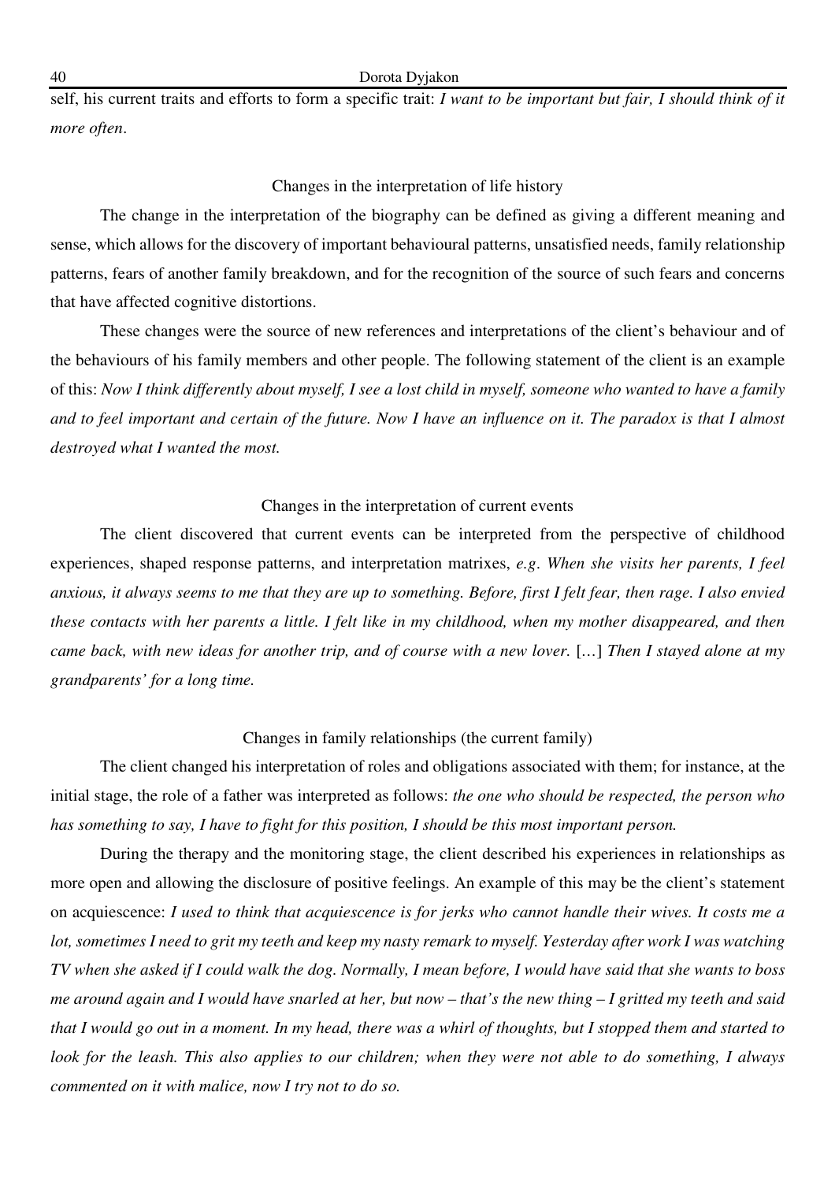self, his current traits and efforts to form a specific trait: *I want to be important but fair, I should think of it more often*.

### Changes in the interpretation of life history

The change in the interpretation of the biography can be defined as giving a different meaning and sense, which allows for the discovery of important behavioural patterns, unsatisfied needs, family relationship patterns, fears of another family breakdown, and for the recognition of the source of such fears and concerns that have affected cognitive distortions.

These changes were the source of new references and interpretations of the client's behaviour and of the behaviours of his family members and other people. The following statement of the client is an example of this: *Now I think differently about myself, I see a lost child in myself, someone who wanted to have a family and to feel important and certain of the future. Now I have an influence on it. The paradox is that I almost destroyed what I wanted the most.*

### Changes in the interpretation of current events

The client discovered that current events can be interpreted from the perspective of childhood experiences, shaped response patterns, and interpretation matrixes, *e.g*. *When she visits her parents, I feel anxious, it always seems to me that they are up to something. Before, first I felt fear, then rage. I also envied these contacts with her parents a little. I felt like in my childhood, when my mother disappeared, and then came back, with new ideas for another trip, and of course with a new lover.* […] *Then I stayed alone at my grandparents' for a long time.*

### Changes in family relationships (the current family)

The client changed his interpretation of roles and obligations associated with them; for instance, at the initial stage, the role of a father was interpreted as follows: *the one who should be respected, the person who has something to say, I have to fight for this position, I should be this most important person.*

During the therapy and the monitoring stage, the client described his experiences in relationships as more open and allowing the disclosure of positive feelings. An example of this may be the client's statement on acquiescence: *I used to think that acquiescence is for jerks who cannot handle their wives. It costs me a lot, sometimes I need to grit my teeth and keep my nasty remark to myself. Yesterday after work I was watching TV when she asked if I could walk the dog. Normally, I mean before, I would have said that she wants to boss me around again and I would have snarled at her, but now – that's the new thing – I gritted my teeth and said that I would go out in a moment. In my head, there was a whirl of thoughts, but I stopped them and started to look for the leash. This also applies to our children; when they were not able to do something, I always commented on it with malice, now I try not to do so.*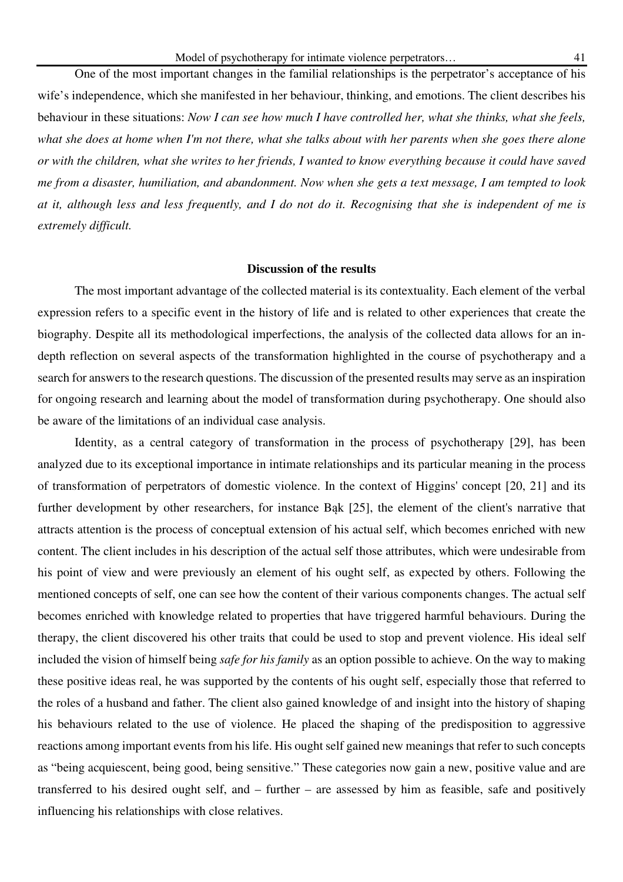One of the most important changes in the familial relationships is the perpetrator's acceptance of his wife's independence, which she manifested in her behaviour, thinking, and emotions. The client describes his behaviour in these situations: *Now I can see how much I have controlled her, what she thinks, what she feels, what she does at home when I'm not there, what she talks about with her parents when she goes there alone or with the children, what she writes to her friends, I wanted to know everything because it could have saved me from a disaster, humiliation, and abandonment. Now when she gets a text message, I am tempted to look at it, although less and less frequently, and I do not do it. Recognising that she is independent of me is extremely difficult.*

## Discussion of the results

The most important advantage of the collected material is its contextuality. Each element of the verbal expression refers to a specific event in the history of life and is related to other experiences that create the biography. Despite all its methodological imperfections, the analysis of the collected data allows for an in-depth reflection on several aspects of the transformation highlighted in the course of psychotherapy and a search for answers to the research questions. The discussion of the presented results may serve as an inspiration for ongoing research and learning about the model of transformation during psychotherapy. One should also be aware of the limitations of an individual case analysis.

Identity, as a central category of transformation in the process of psychotherapy [29], has been analyzed due to its exceptional importance in intimate relationships and its particular meaning in the process of transformation of perpetrators of domestic violence. In the context of Higgins' concept [20, 21] and its further development by other researchers, for instance Bąk [25], the element of the client's narrative that attracts attention is the process of conceptual extension of his actual self, which becomes enriched with new content. The client includes in his description of the actual self those attributes, which were undesirable from his point of view and were previously an element of his ought self, as expected by others. Following the mentioned concepts of self, one can see how the content of their various components changes. The actual self becomes enriched with knowledge related to properties that have triggered harmful behaviours. During the therapy, the client discovered his other traits that could be used to stop and prevent violence. His ideal self included the vision of himself being *safe for his family* as an option possible to achieve. On the way to making these positive ideas real, he was supported by the contents of his ought self, especially those that referred to the roles of a husband and father. The client also gained knowledge of and insight into the history of shaping his behaviours related to the use of violence. He placed the shaping of the predisposition to aggressive reactions among important events from his life. His ought self gained new meanings that refer to such concepts as "being acquiescent, being good, being sensitive." These categories now gain a new, positive value and are transferred to his desired ought self, and – further – are assessed by him as feasible, safe and positively influencing his relationships with close relatives.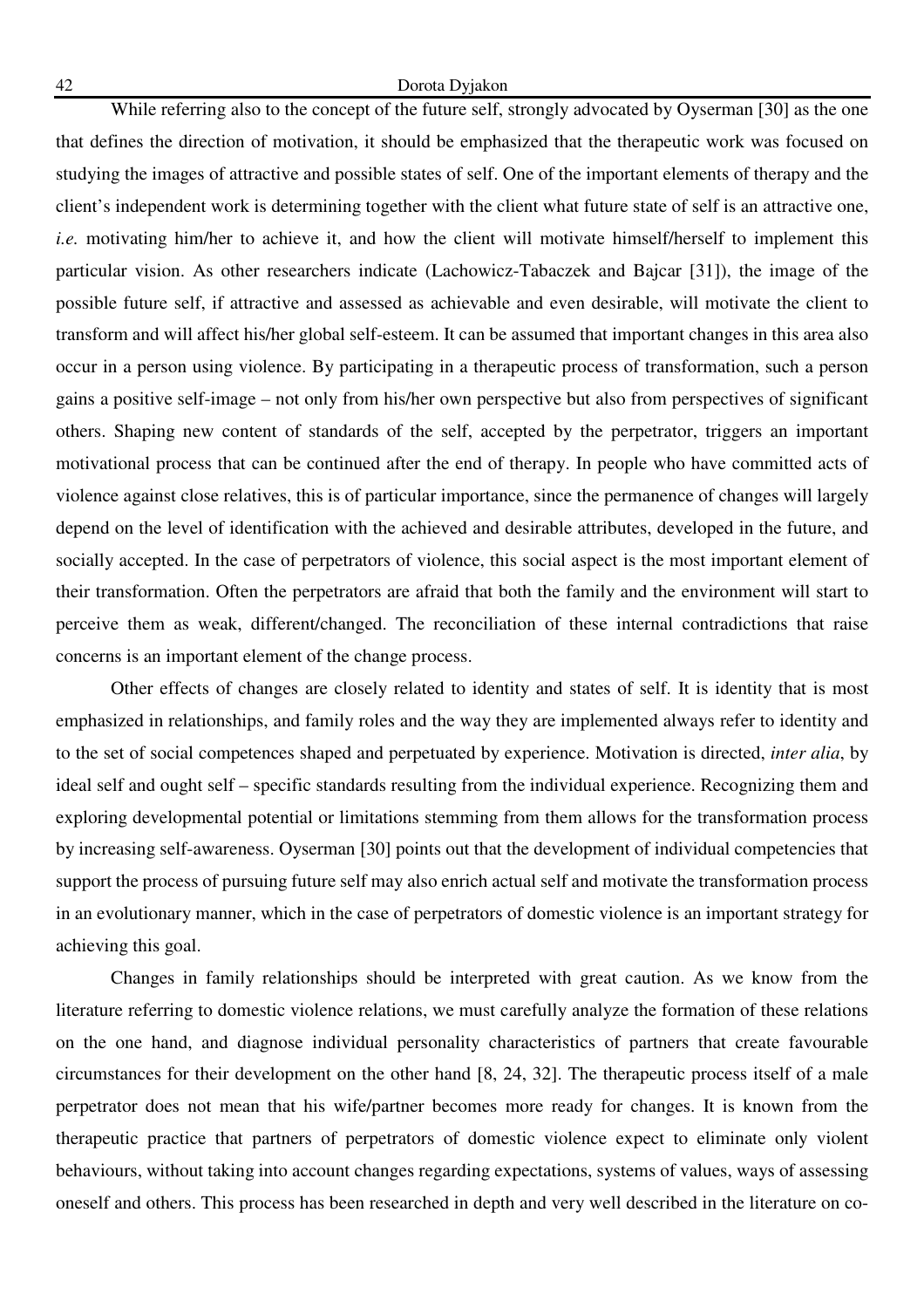While referring also to the concept of the future self, strongly advocated by Oyserman [30] as the one that defines the direction of motivation, it should be emphasized that the therapeutic work was focused on studying the images of attractive and possible states of self. One of the important elements of therapy and the client's independent work is determining together with the client what future state of self is an attractive one, *i.e.* motivating him/her to achieve it, and how the client will motivate himself/herself to implement this particular vision. As other researchers indicate (Lachowicz-Tabaczek and Bajcar [31]), the image of the possible future self, if attractive and assessed as achievable and even desirable, will motivate the client to transform and will affect his/her global self-esteem. It can be assumed that important changes in this area also occur in a person using violence. By participating in a therapeutic process of transformation, such a person gains a positive self-image – not only from his/her own perspective but also from perspectives of significant others. Shaping new content of standards of the self, accepted by the perpetrator, triggers an important motivational process that can be continued after the end of therapy. In people who have committed acts of violence against close relatives, this is of particular importance, since the permanence of changes will largely depend on the level of identification with the achieved and desirable attributes, developed in the future, and socially accepted. In the case of perpetrators of violence, this social aspect is the most important element of their transformation. Often the perpetrators are afraid that both the family and the environment will start to perceive them as weak, different/changed. The reconciliation of these internal contradictions that raise concerns is an important element of the change process.

Other effects of changes are closely related to identity and states of self. It is identity that is most emphasized in relationships, and family roles and the way they are implemented always refer to identity and to the set of social competences shaped and perpetuated by experience. Motivation is directed, *inter alia*, by ideal self and ought self – specific standards resulting from the individual experience. Recognizing them and exploring developmental potential or limitations stemming from them allows for the transformation process by increasing self-awareness. Oyserman [30] points out that the development of individual competencies that support the process of pursuing future self may also enrich actual self and motivate the transformation process in an evolutionary manner, which in the case of perpetrators of domestic violence is an important strategy for achieving this goal.

Changes in family relationships should be interpreted with great caution. As we know from the literature referring to domestic violence relations, we must carefully analyze the formation of these relations on the one hand, and diagnose individual personality characteristics of partners that create favourable circumstances for their development on the other hand [8, 24, 32]. The therapeutic process itself of a male perpetrator does not mean that his wife/partner becomes more ready for changes. It is known from the therapeutic practice that partners of perpetrators of domestic violence expect to eliminate only violent behaviours, without taking into account changes regarding expectations, systems of values, ways of assessing oneself and others. This process has been researched in depth and very well described in the literature on co-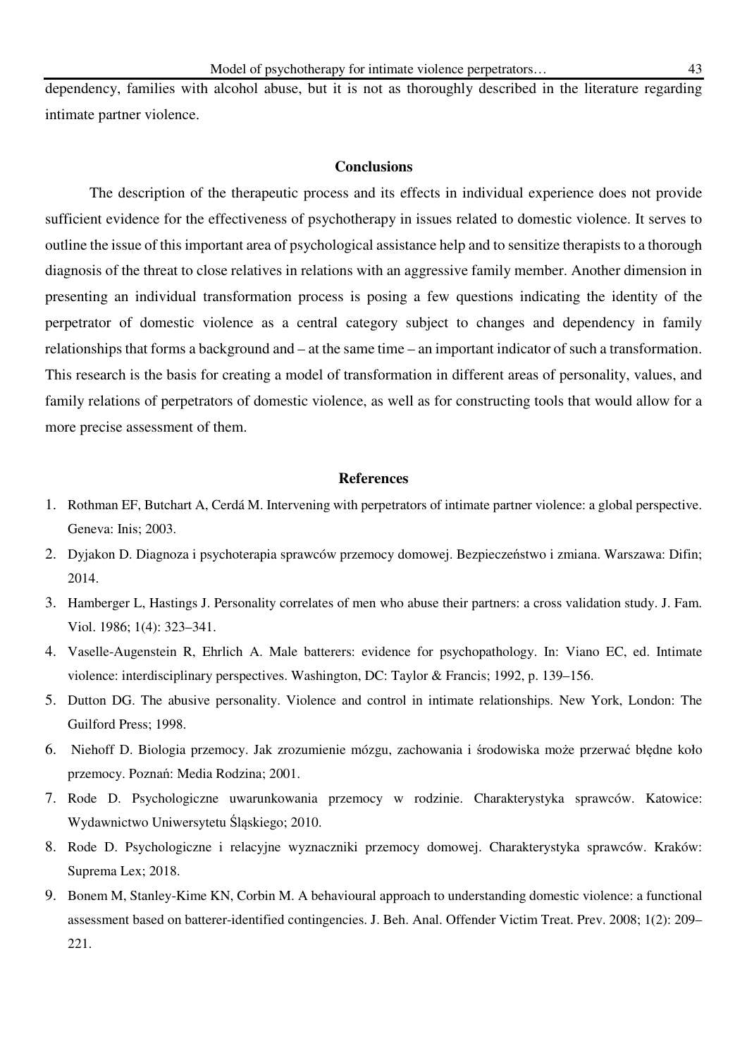dependency, families with alcohol abuse, but it is not as thoroughly described in the literature regarding intimate partner violence.

## Conclusions

The description of the therapeutic process and its effects in individual experience does not provide sufficient evidence for the effectiveness of psychotherapy in issues related to domestic violence. It serves to outline the issue of this important area of psychological assistance help and to sensitize therapists to a thorough diagnosis of the threat to close relatives in relations with an aggressive family member. Another dimension in presenting an individual transformation process is posing a few questions indicating the identity of the perpetrator of domestic violence as a central category subject to changes and dependency in family relationships that forms a background and – at the same time – an important indicator of such a transformation. This research is the basis for creating a model of transformation in different areas of personality, values, and family relations of perpetrators of domestic violence, as well as for constructing tools that would allow for a more precise assessment of them.

## References

1. Rothman EF, Butchart A, Cerdá M. Intervening with perpetrators of intimate partner violence: a global perspective. Geneva: Inis; 2003.
2. Dyjakon D. Diagnoza i psychoterapia sprawców przemocy domowej. Bezpieczeństwo i zmiana. Warszawa: Difin; 2014.
3. Hamberger L, Hastings J. Personality correlates of men who abuse their partners: a cross validation study. J. Fam. Viol. 1986; 1(4): 323–341.
4. Vaselle-Augenstein R, Ehrlich A. Male batterers: evidence for psychopathology. In: Viano EC, ed. Intimate violence: interdisciplinary perspectives. Washington, DC: Taylor & Francis; 1992, p. 139–156.
5. Dutton DG. The abusive personality. Violence and control in intimate relationships. New York, London: The Guilford Press; 1998.
6. Niehoff D. Biologia przemocy. Jak zrozumienie mózgu, zachowania i środowiska może przerwać błędne koło przemocy. Poznań: Media Rodzina; 2001.
7. Rode D. Psychologiczne uwarunkowania przemocy w rodzinie. Charakterystyka sprawców. Katowice: Wydawnictwo Uniwersytetu Śląskiego; 2010.
8. Rode D. Psychologiczne i relacyjne wyznaczniki przemocy domowej. Charakterystyka sprawców. Kraków: Suprema Lex; 2018.
9. Bonem M, Stanley-Kime KN, Corbin M. A behavioural approach to understanding domestic violence: a functional assessment based on batterer-identified contingencies. J. Beh. Anal. Offender Victim Treat. Prev. 2008; 1(2): 209–221.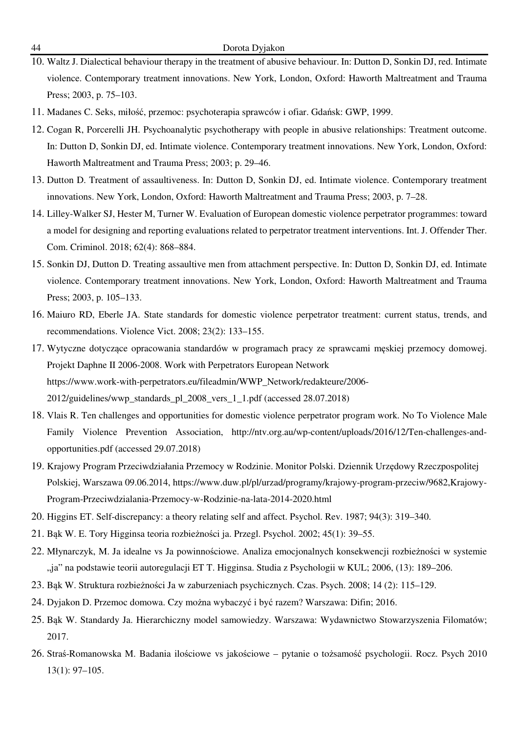10. Waltz J. Dialectical behaviour therapy in the treatment of abusive behaviour. In: Dutton D, Sonkin DJ, red. Intimate violence. Contemporary treatment innovations. New York, London, Oxford: Haworth Maltreatment and Trauma Press; 2003, p. 75–103.
11. Madanes C. Seks, miłość, przemoc: psychoterapia sprawców i ofiar. Gdańsk: GWP, 1999.
12. Cogan R, Porcerelli JH. Psychoanalytic psychotherapy with people in abusive relationships: Treatment outcome. In: Dutton D, Sonkin DJ, ed. Intimate violence. Contemporary treatment innovations. New York, London, Oxford: Haworth Maltreatment and Trauma Press; 2003; p. 29–46.
13. Dutton D. Treatment of assaultiveness. In: Dutton D, Sonkin DJ, ed. Intimate violence. Contemporary treatment innovations. New York, London, Oxford: Haworth Maltreatment and Trauma Press; 2003, p. 7–28.
14. Lilley-Walker SJ, Hester M, Turner W. Evaluation of European domestic violence perpetrator programmes: toward a model for designing and reporting evaluations related to perpetrator treatment interventions. Int. J. Offender Ther. Com. Criminol. 2018; 62(4): 868–884.
15. Sonkin DJ, Dutton D. Treating assaultive men from attachment perspective. In: Dutton D, Sonkin DJ, ed. Intimate violence. Contemporary treatment innovations. New York, London, Oxford: Haworth Maltreatment and Trauma Press; 2003, p. 105–133.
16. Maiuro RD, Eberle JA. State standards for domestic violence perpetrator treatment: current status, trends, and recommendations. Violence Vict. 2008; 23(2): 133–155.
17. Wytyczne dotyczące opracowania standardów w programach pracy ze sprawcami męskiej przemocy domowej. Projekt Daphne II 2006-2008. Work with Perpetrators European Network https://www.work-with-perpetrators.eu/fileadmin/WWP_Network/redakteure/2006-2012/guidelines/wwp_standards_pl_2008_vers_1_1.pdf (accessed 28.07.2018)
18. Vlais R. Ten challenges and opportunities for domestic violence perpetrator program work. No To Violence Male Family Violence Prevention Association, http://ntv.org.au/wp-content/uploads/2016/12/Ten-challenges-and-opportunities.pdf (accessed 29.07.2018)
19. Krajowy Program Przeciwdziałania Przemocy w Rodzinie. Monitor Polski. Dziennik Urzędowy Rzeczpospolitej Polskiej, Warszawa 09.06.2014, https://www.duw.pl/pl/urzad/programy/krajowy-program-przeciw/9682,Krajowy-Program-Przeciwdzialania-Przemocy-w-Rodzinie-na-lata-2014-2020.html
20. Higgins ET. Self-discrepancy: a theory relating self and affect. Psychol. Rev. 1987; 94(3): 319–340.
21. Bąk W. E. Tory Higginsa teoria rozbieżności ja. Przegl. Psychol. 2002; 45(1): 39–55.
22. Młynarczyk, M. Ja idealne vs Ja powinnościowe. Analiza emocjonalnych konsekwencji rozbieżności w systemie „ja" na podstawie teorii autoregulacji ET T. Higginsa. Studia z Psychologii w KUL; 2006, (13): 189–206.
23. Bąk W. Struktura rozbieżności Ja w zaburzeniach psychicznych. Czas. Psych. 2008; 14 (2): 115–129.
24. Dyjakon D. Przemoc domowa. Czy można wybaczyć i być razem? Warszawa: Difin; 2016.
25. Bąk W. Standardy Ja. Hierarchiczny model samowiedzy. Warszawa: Wydawnictwo Stowarzyszenia Filomatów; 2017.
26. Straś-Romanowska M. Badania ilościowe vs jakościowe – pytanie o tożsamość psychologii. Rocz. Psych 2010 13(1): 97–105.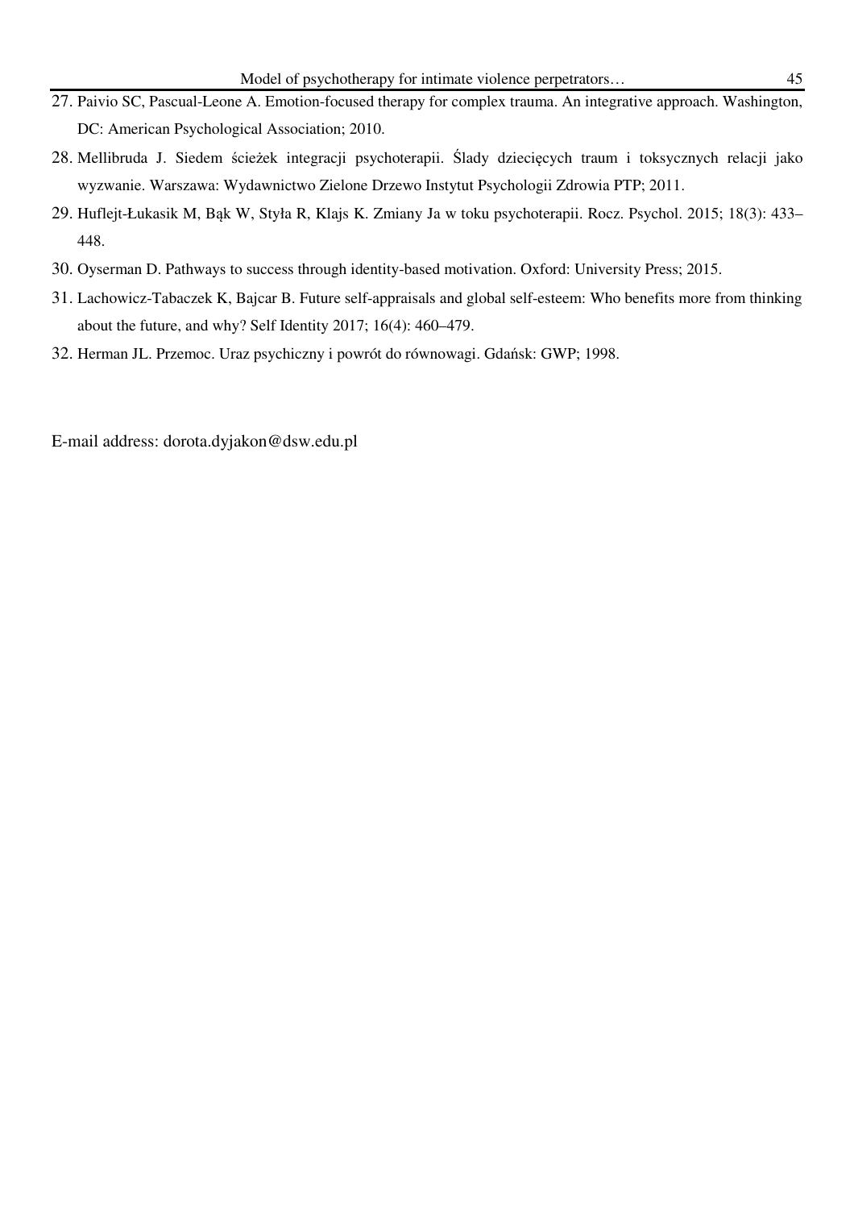27. Paivio SC, Pascual-Leone A. Emotion-focused therapy for complex trauma. An integrative approach. Washington, DC: American Psychological Association; 2010.
28. Mellibruda J. Siedem ścieżek integracji psychoterapii. Ślady dziecięcych traum i toksycznych relacji jako wyzwanie. Warszawa: Wydawnictwo Zielone Drzewo Instytut Psychologii Zdrowia PTP; 2011.
29. Huflejt-Łukasik M, Bąk W, Styła R, Klajs K. Zmiany Ja w toku psychoterapii. Rocz. Psychol. 2015; 18(3): 433–448.
30. Oyserman D. Pathways to success through identity-based motivation. Oxford: University Press; 2015.
31. Lachowicz-Tabaczek K, Bajcar B. Future self-appraisals and global self-esteem: Who benefits more from thinking about the future, and why? Self Identity 2017; 16(4): 460–479.
32. Herman JL. Przemoc. Uraz psychiczny i powrót do równowagi. Gdańsk: GWP; 1998.

E-mail address: dorota.dyjakon@dsw.edu.pl